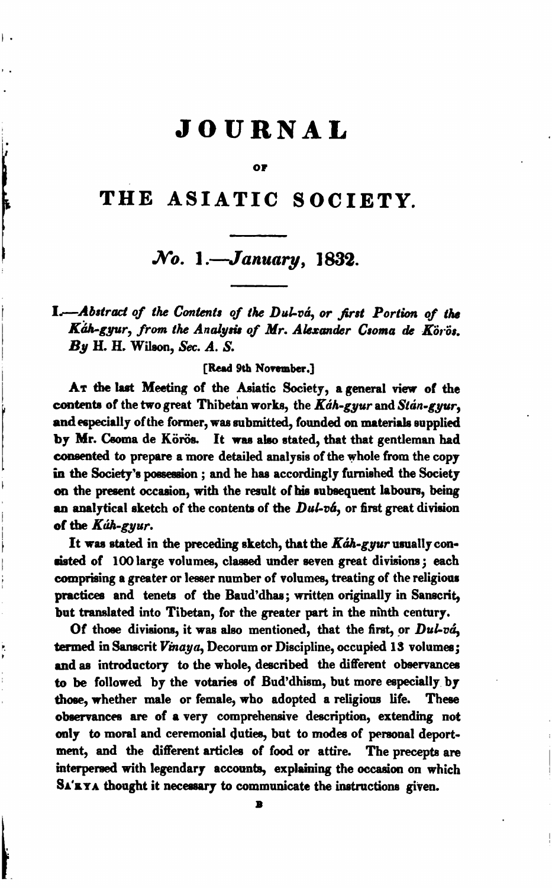# JOURNAL

OF

# THE ASIATIC SOCIETY.

## *No.* 1.—*January*, 1832.

### I.—*Abstract of the Contents of the Dul-vá, or first Portion of the Káh-gyur, from the Analysis of Mr. Alexander Csoma de Körös. By* H. H. Wilson, *Sec. A. S.*

[Read 9th November.]

At the last Meeting of the Asiatic Society, a general view of the contents of the two great Thibetan works, the *Káh-gyur* and *Stán-gyur*, and especially of the former, was submitted, founded on materials supplied by Mr. Csoma de Körös. It was also stated, that that gentleman had consented to prepare a more detailed analysis of the whole from the copy in the Society's possession; and he has accordingly furnished the Society on the present occasion, with the result of his subsequent labours, being an analytical sketch of the contents of the *Dul-vá*, or first great division of the *Káh-gyur*.

It was stated in the preceding sketch, that the *Káh-gyur* usually consisted of 100 large volumes, classed under seven great divisions; each comprising a greater or lesser number of volumes, treating of the religious practices and tenets of the Baud'dhas; written originally in Sanscrit, but translated into Tibetan, for the greater part in the ninth century.

Of those divisions, it was also mentioned, that the first, or *Dul-vá*, termed in Sanscrit *Vinaya*, Decorum or Discipline, occupied 13 volumes; and as introductory to the whole, described the different observances to be followed by the votaries of Bud'dhism, but more especially by those, whether male or female, who adopted a religious life. These observances are of a very comprehensive description, extending not only to moral and ceremonial duties, but to modes of personal deportment, and the different articles of food or attire. The precepts are interspersed with legendary accounts, explaining the occasion on which Sa'kya thought it necessary to communicate the instructions given.

B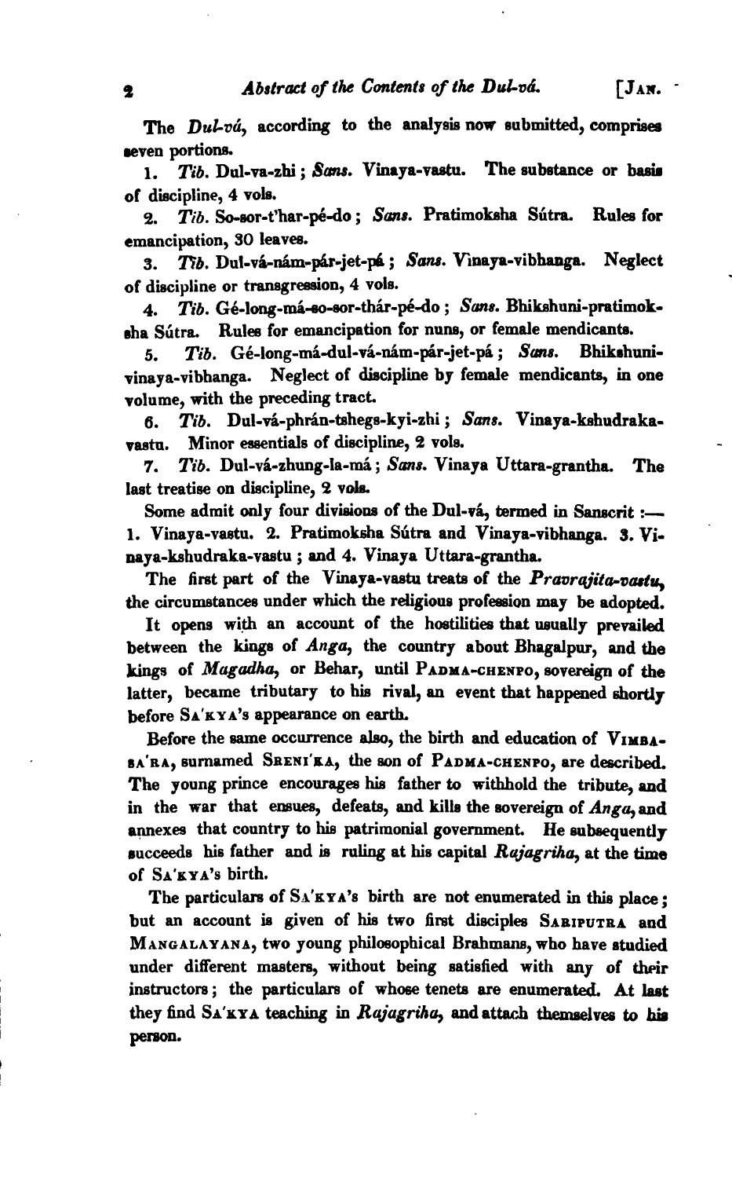The *Dul-vá*, according to the analysis now submitted, comprises seven portions.

1. *Tib.* Dul-va-zhi; *Sans.* Vinaya-vastu. The substance or basis of discipline, 4 vols.

2. *Tib.* So-sor-t'har-pé-do; *Sans.* Pratimoksha Sútra. Rules for emancipation, 30 leaves.

3. *Tib.* Dul-vá-nám-pár-jet-pá; *Sans.* Vinaya-vibhanga. Neglect of discipline or transgression, 4 vols.

4. *Tib.* Gé-long-má-so-sor-thár-pé-do; *Sans.* Bhikshuni-pratimoksha Sútra. Rules for emancipation for nuns, or female mendicants.

5. *Tib.* Gé-long-má-dul-vá-nám-pár-jet-pá; *Sans.* Bhikshuni-vinaya-vibhanga. Neglect of discipline by female mendicants, in one volume, with the preceding tract.

6. *Tib.* Dul-vá-phrán-tshegs-kyi-zhi; *Sans.* Vinaya-kshudraka-vastu. Minor essentials of discipline, 2 vols.

7. *Tib.* Dul-vá-zhung-la-má; *Sans.* Vinaya Uttara-grantha. The last treatise on discipline, 2 vols.

Some admit only four divisions of the Dul-vá, termed in Sanscrit :— 1. Vinaya-vastu. 2. Pratimoksha Sútra and Vinaya-vibhanga. 3. Vinaya-kshudraka-vastu; and 4. Vinaya Uttara-grantha.

The first part of the Vinaya-vastu treats of the *Pravrajita-vastu*, the circumstances under which the religious profession may be adopted.

It opens with an account of the hostilities that usually prevailed between the kings of *Anga*, the country about Bhagalpur, and the kings of *Magadha*, or Behar, until PADMA-CHENPO, sovereign of the latter, became tributary to his rival, an event that happened shortly before SA'KYA's appearance on earth.

Before the same occurrence also, the birth and education of VIMBASA'RA, surnamed SRENI'KA, the son of PADMA-CHENPO, are described. The young prince encourages his father to withhold the tribute, and in the war that ensues, defeats, and kills the sovereign of *Anga*, and annexes that country to his patrimonial government. He subsequently succeeds his father and is ruling at his capital *Rajagriha*, at the time of SA'KYA's birth.

The particulars of SA'KYA's birth are not enumerated in this place; but an account is given of his two first disciples SARIPUTRA and MANGALAYANA, two young philosophical Brahmans, who have studied under different masters, without being satisfied with any of their instructors; the particulars of whose tenets are enumerated. At last they find SA'KYA teaching in *Rajagriha*, and attach themselves to his person.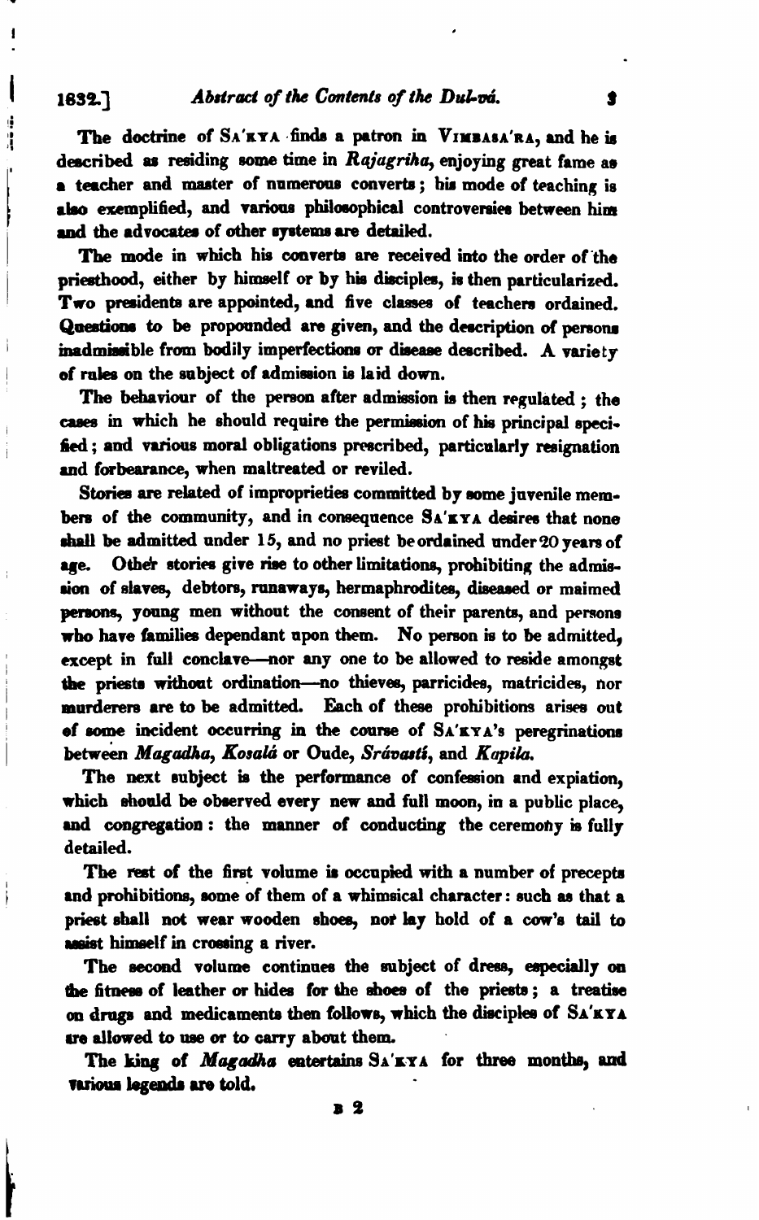The doctrine of SA'KYA finds a patron in VIMBASA'RA, and he is described as residing some time in *Rajagriha*, enjoying great fame as a teacher and master of numerous converts; his mode of teaching is also exemplified, and various philosophical controversies between him and the advocates of other systems are detailed.

The mode in which his converts are received into the order of the priesthood, either by himself or by his disciples, is then particularized. Two presidents are appointed, and five classes of teachers ordained. Questions to be propounded are given, and the description of persons inadmissible from bodily imperfections or disease described. A variety of rules on the subject of admission is laid down.

The behaviour of the person after admission is then regulated; the cases in which he should require the permission of his principal specified; and various moral obligations prescribed, particularly resignation and forbearance, when maltreated or reviled.

Stories are related of improprieties committed by some juvenile members of the community, and in consequence SA'KYA desires that none shall be admitted under 15, and no priest be ordained under 20 years of age. Other stories give rise to other limitations, prohibiting the admission of slaves, debtors, runaways, hermaphrodites, diseased or maimed persons, young men without the consent of their parents, and persons who have families dependant upon them. No person is to be admitted, except in full conclave—nor any one to be allowed to reside amongst the priests without ordination—no thieves, parricides, matricides, nor murderers are to be admitted. Each of these prohibitions arises out of some incident occurring in the course of SA'KYA's peregrinations between *Magadha*, *Kosalá* or Oude, *Srávastí*, and *Kapila*.

The next subject is the performance of confession and expiation, which should be observed every new and full moon, in a public place, and congregation: the manner of conducting the ceremony is fully detailed.

The rest of the first volume is occupied with a number of precepts and prohibitions, some of them of a whimsical character: such as that a priest shall not wear wooden shoes, nor lay hold of a cow's tail to assist himself in crossing a river.

The second volume continues the subject of dress, especially on the fitness of leather or hides for the shoes of the priests; a treatise on drugs and medicaments then follows, which the disciples of SA'KYA are allowed to use or to carry about them.

The king of *Magadha* entertains SA'KYA for three months, and various legends are told.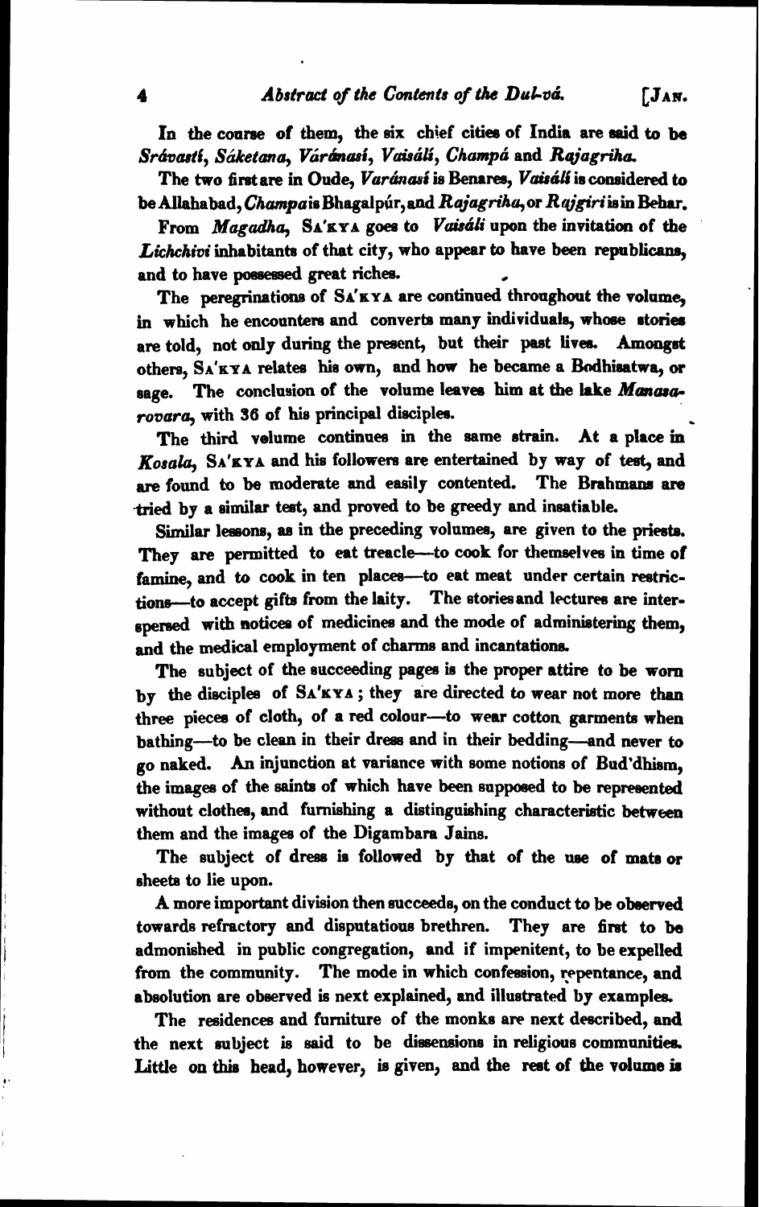In the course of them, the six chief cities of India are said to be *Srávastí*, *Sáketana*, *Váránasí*, *Vaisálí*, *Champá* and *Rajagriha*.

The two first are in Oude, *Varánasí* is Benares, *Vaisálí* is considered to be Allahabad, *Champa* is Bhagalpúr, and *Rajagriha*, or *Rajgiri* is in Behar.

From *Magadha*, SA'KYA goes to *Vaisáli* upon the invitation of the *Lichchivi* inhabitants of that city, who appear to have been republicans, and to have possessed great riches.

The peregrinations of SA'KYA are continued throughout the volume, in which he encounters and converts many individuals, whose stories are told, not only during the present, but their past lives. Amongst others, SA'KYA relates his own, and how he became a Bodhisatwa, or sage. The conclusion of the volume leaves him at the lake *Manasarovara*, with 36 of his principal disciples.

The third volume continues in the same strain. At a place in *Kosala*, SA'KYA and his followers are entertained by way of test, and are found to be moderate and easily contented. The Brahmans are tried by a similar test, and proved to be greedy and insatiable.

Similar lessons, as in the preceding volumes, are given to the priests. They are permitted to eat treacle—to cook for themselves in time of famine, and to cook in ten places—to eat meat under certain restrictions—to accept gifts from the laity. The stories and lectures are interspersed with notices of medicines and the mode of administering them, and the medical employment of charms and incantations.

The subject of the succeeding pages is the proper attire to be worn by the disciples of SA'KYA; they are directed to wear not more than three pieces of cloth, of a red colour—to wear cotton garments when bathing—to be clean in their dress and in their bedding—and never to go naked. An injunction at variance with some notions of Bud'dhism, the images of the saints of which have been supposed to be represented without clothes, and furnishing a distinguishing characteristic between them and the images of the Digambara Jains.

The subject of dress is followed by that of the use of mats or sheets to lie upon.

A more important division then succeeds, on the conduct to be observed towards refractory and disputatious brethren. They are first to be admonished in public congregation, and if impenitent, to be expelled from the community. The mode in which confession, repentance, and absolution are observed is next explained, and illustrated by examples.

The residences and furniture of the monks are next described, and the next subject is said to be dissensions in religious communities. Little on this head, however, is given, and the rest of the volume is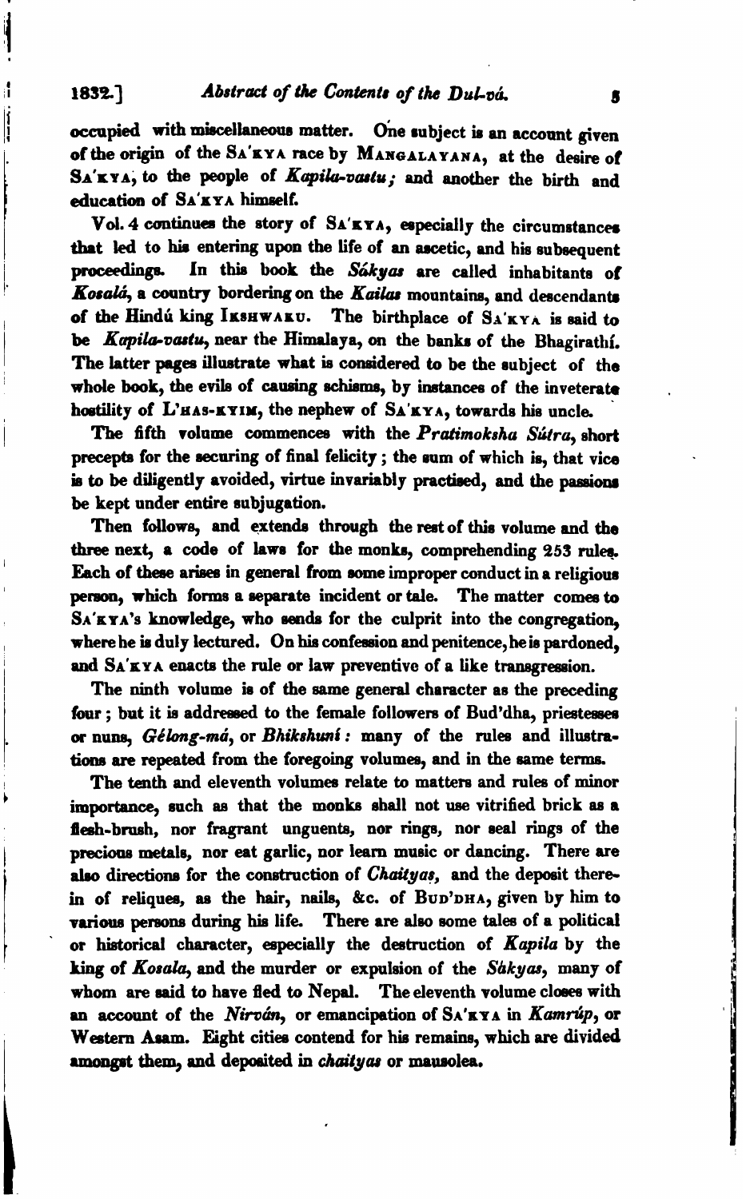occupied with miscellaneous matter. One subject is an account given of the origin of the SA'KYA race by MANGALAYANA, at the desire of SA'KYA, to the people of *Kapila-vastu;* and another the birth and education of SA'KYA himself.

Vol. 4 continues the story of SA'KYA, especially the circumstances that led to his entering upon the life of an ascetic, and his subsequent proceedings. In this book the *Sákyas* are called inhabitants of *Kosalá*, a country bordering on the *Kailas* mountains, and descendants of the Hindú king IKSHWAKU. The birthplace of SA'KYA is said to be *Kapila-vastu*, near the Himalaya, on the banks of the Bhagirathí. The latter pages illustrate what is considered to be the subject of the whole book, the evils of causing schisms, by instances of the inveterate hostility of L'HAS-KYIM, the nephew of SA'KYA, towards his uncle.

The fifth volume commences with the *Pratimoksha Sútra*, short precepts for the securing of final felicity; the sum of which is, that vice is to be diligently avoided, virtue invariably practised, and the passions be kept under entire subjugation.

Then follows, and extends through the rest of this volume and the three next, a code of laws for the monks, comprehending 253 rules. Each of these arises in general from some improper conduct in a religious person, which forms a separate incident or tale. The matter comes to SA'KYA's knowledge, who sends for the culprit into the congregation, where he is duly lectured. On his confession and penitence, he is pardoned, and SA'KYA enacts the rule or law preventive of a like transgression.

The ninth volume is of the same general character as the preceding four; but it is addressed to the female followers of Bud'dha, priestesses or nuns, *Gélong-má*, or *Bhikshuní:* many of the rules and illustrations are repeated from the foregoing volumes, and in the same terms.

The tenth and eleventh volumes relate to matters and rules of minor importance, such as that the monks shall not use vitrified brick as a flesh-brush, nor fragrant unguents, nor rings, nor seal rings of the precious metals, nor eat garlic, nor learn music or dancing. There are also directions for the construction of *Chaityas*, and the deposit therein of reliques, as the hair, nails, &c. of BUD'DHA, given by him to various persons during his life. There are also some tales of a political or historical character, especially the destruction of *Kapila* by the king of *Kosala*, and the murder or expulsion of the *Sákyas*, many of whom are said to have fled to Nepal. The eleventh volume closes with an account of the *Nirván*, or emancipation of SA'KYA in *Kamrúp*, or Western Asam. Eight cities contend for his remains, which are divided amongst them, and deposited in *chaityas* or mausolea.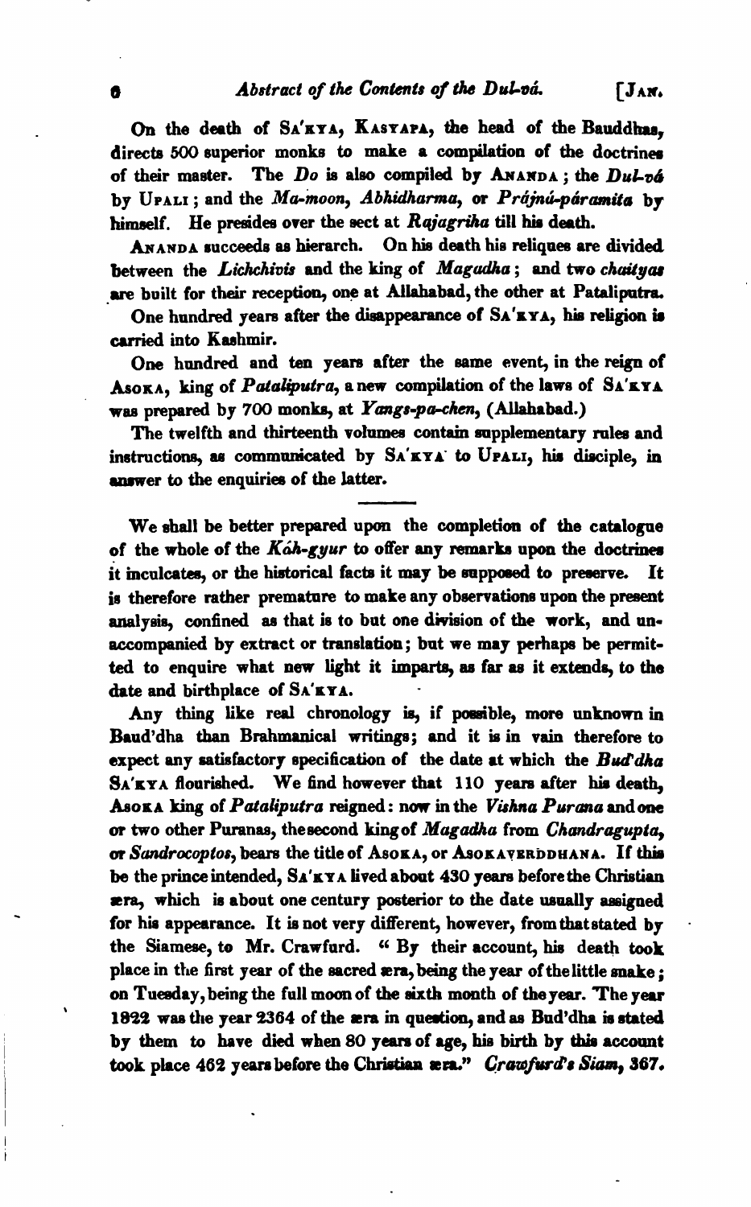On the death of SA'KYA, KASYAPA, the head of the Bauddhas, directs 500 superior monks to make a compilation of the doctrines of their master. The *Do* is also compiled by ANANDA; the *Dul-vá* by UPALI; and the *Ma-moon*, *Abhidharma*, or *Prájná-páramita* by himself. He presides over the sect at *Rajagriha* till his death.

ANANDA succeeds as hierarch. On his death his reliques are divided between the *Lichchivis* and the king of *Magadha*; and two *chaityas* are built for their reception, one at Allahabad, the other at Pataliputra.

One hundred years after the disappearance of SA'KYA, his religion is carried into Kashmir.

One hundred and ten years after the same event, in the reign of ASOKA, king of *Pataliputra*, a new compilation of the laws of SA'KYA was prepared by 700 monks, at *Yangs-pa-chen*, (Allahabad.)

The twelfth and thirteenth volumes contain supplementary rules and instructions, as communicated by SA'KYA to UPALI, his disciple, in answer to the enquiries of the latter.

---

We shall be better prepared upon the completion of the catalogue of the whole of the *Káh-gyur* to offer any remarks upon the doctrines it inculcates, or the historical facts it may be supposed to preserve. It is therefore rather premature to make any observations upon the present analysis, confined as that is to but one division of the work, and unaccompanied by extract or translation; but we may perhaps be permitted to enquire what new light it imparts, as far as it extends, to the date and birthplace of SA'KYA.

Any thing like real chronology is, if possible, more unknown in Baud'dha than Brahmanical writings; and it is in vain therefore to expect any satisfactory specification of the date at which the *Bud'dha* SA'KYA flourished. We find however that 110 years after his death, ASOKA king of *Pataliputra* reigned: now in the *Vishna Purana* and one or two other Puranas, the second king of *Magadha* from *Chandragupta*, or *Sandrocoptos*, bears the title of ASOKA, or ASOKAVERDDHANA. If this be the prince intended, SA'KYA lived about 430 years before the Christian æra, which is about one century posterior to the date usually assigned for his appearance. It is not very different, however, from that stated by the Siamese, to Mr. Crawfurd. "By their account, his death took place in the first year of the sacred æra, being the year of the little snake; on Tuesday, being the full moon of the sixth month of the year. The year 1822 was the year 2364 of the æra in question, and as Bud'dha is stated by them to have died when 80 years of age, his birth by this account took place 462 years before the Christian æra." *Crawfurd's Siam*, 367.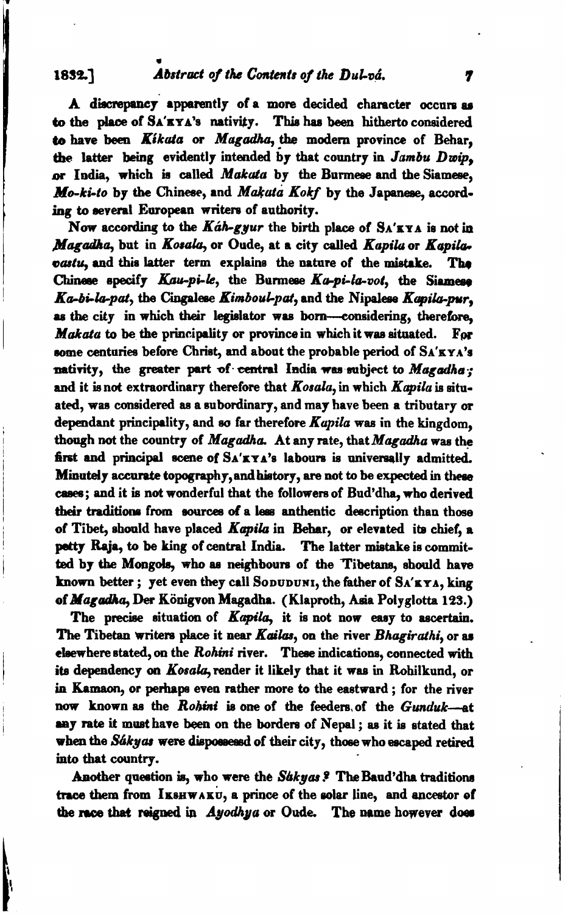A discrepancy apparently of a more decided character occurs as to the place of SA'KYA's nativity. This has been hitherto considered to have been *Kikata* or *Magadha*, the modern province of Behar, the latter being evidently intended by that country in *Jambu Dwip*, or India, which is called *Makata* by the Burmese and the Siamese, *Mo-ki-to* by the Chinese, and *Makata Kokf* by the Japanese, according to several European writers of authority.

Now according to the *Káh-gyur* the birth place of SA'KYA is not in *Magadha*, but in *Kosala*, or Oude, at a city called *Kapila* or *Kapilavastu*, and this latter term explains the nature of the mistake. The Chinese specify *Kau-pi-le*, the Burmese *Ka-pi-la-vot*, the Siamese *Ka-bi-la-pat*, the Cingalese *Kimboul-pat*, and the Nipalese *Kapila-pur*, as the city in which their legislator was born—considering, therefore, *Makata* to be the principality or province in which it was situated. For some centuries before Christ, and about the probable period of SA'KYA's nativity, the greater part of central India was subject to *Magadha*; and it is not extraordinary therefore that *Kosala*, in which *Kapila* is situated, was considered as a subordinary, and may have been a tributary or dependant principality, and so far therefore *Kapila* was in the kingdom, though not the country of *Magadha*. At any rate, that *Magadha* was the first and principal scene of SA'KYA's labours is universally admitted. Minutely accurate topography, and history, are not to be expected in these cases; and it is not wonderful that the followers of Bud'dha, who derived their traditions from sources of a less anthentic description than those of Tibet, should have placed *Kapila* in Behar, or elevated its chief, a petty Raja, to be king of central India. The latter mistake is committed by the Mongols, who as neighbours of the Tibetans, should have known better; yet even they call SODUDUNI, the father of SA'KYA, king of *Magadha*, Der Königvon Magadha. (Klaproth, Asia Polyglotta 123.)

The precise situation of *Kapila*, it is not now easy to ascertain. The Tibetan writers place it near *Kailas*, on the river *Bhagirathi*, or as elsewhere stated, on the *Rohini* river. These indications, connected with its dependency on *Kosala*, render it likely that it was in Rohilkund, or in Kamaon, or perhaps even rather more to the eastward; for the river now known as the *Rohini* is one of the feeders of the *Gunduk*—at any rate it must have been on the borders of Nepal; as it is stated that when the *Sákyas* were dispossessd of their city, those who escaped retired into that country.

Another question is, who were the *Sákyas*? The Baud'dha traditions trace them from IKSHWAKU, a prince of the solar line, and ancestor of the race that reigned in *Ayodhya* or Oude. The name however does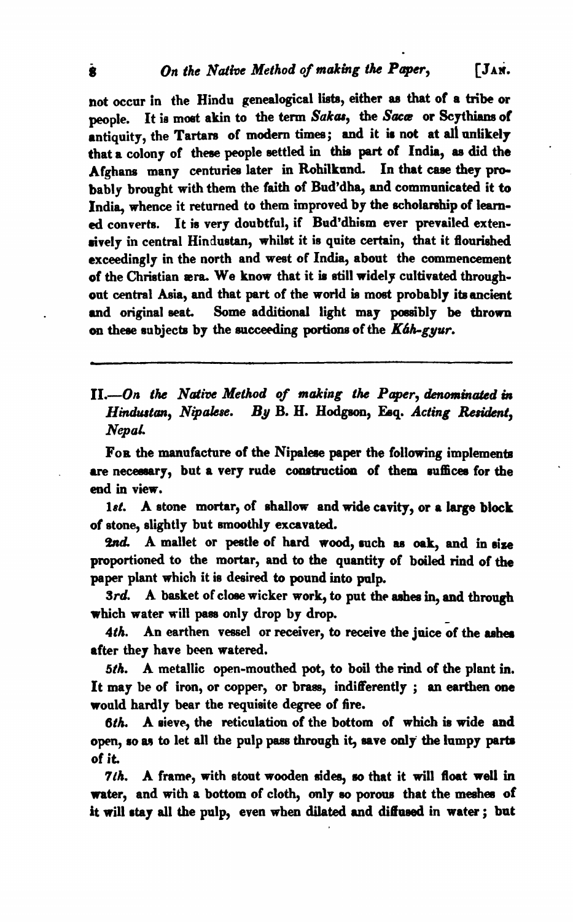not occur in the Hindu genealogical lists, either as that of a tribe or people. It is most akin to the term *Sakas*, the *Sacæ* or Scythians of antiquity, the Tartars of modern times; and it is not at all unlikely that a colony of these people settled in this part of India, as did the Afghans many centuries later in Rohilkund. In that case they probably brought with them the faith of Bud'dha, and communicated it to India, whence it returned to them improved by the scholarship of learned converts. It is very doubtful, if Bud'dhism ever prevailed extensively in central Hindustan, whilst it is quite certain, that it flourished exceedingly in the north and west of India, about the commencement of the Christian æra. We know that it is still widely cultivated throughout central Asia, and that part of the world is most probably its ancient and original seat. Some additional light may possibly be thrown on these subjects by the succeeding portions of the *Káh-gyur*.

---

## II.—*On the Native Method of making the Paper, denominated in Hindustan, Nipalese. By* B. H. Hodgson, Esq. *Acting Resident, Nepal.*

For the manufacture of the Nipalese paper the following implements are necessary, but a very rude construction of them suffices for the end in view.

*1st.* A stone mortar, of shallow and wide cavity, or a large block of stone, slightly but smoothly excavated.

*2nd.* A mallet or pestle of hard wood, such as oak, and in size proportioned to the mortar, and to the quantity of boiled rind of the paper plant which it is desired to pound into pulp.

*3rd.* A basket of close wicker work, to put the ashes in, and through which water will pass only drop by drop.

*4th.* An earthen vessel or receiver, to receive the juice of the ashes after they have been watered.

*5th.* A metallic open-mouthed pot, to boil the rind of the plant in. It may be of iron, or copper, or brass, indifferently; an earthen one would hardly bear the requisite degree of fire.

*6th.* A sieve, the reticulation of the bottom of which is wide and open, so as to let all the pulp pass through it, save only the lumpy parts of it.

*7th.* A frame, with stout wooden sides, so that it will float well in water, and with a bottom of cloth, only so porous that the meshes of it will stay all the pulp, even when dilated and diffused in water; but